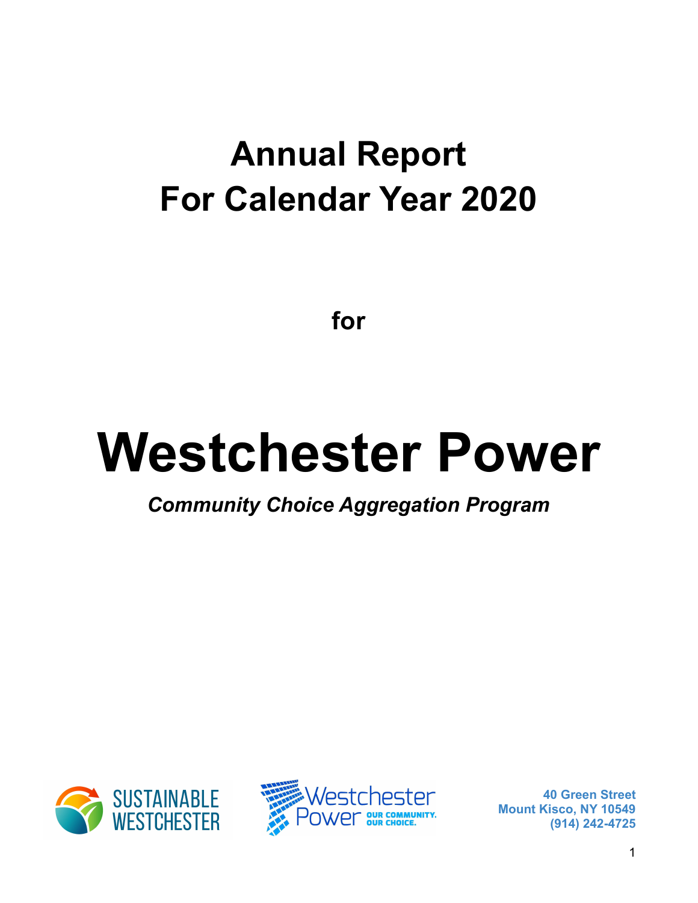# Annual Report
# For Calendar Year 2020

**for**

# Westchester Power

***Community Choice Aggregation Program***

SUSTAINABLE WESTCHESTER

Westchester Power OUR COMMUNITY. OUR CHOICE.

**40 Green Street**
**Mount Kisco, NY 10549**
**(914) 242-4725**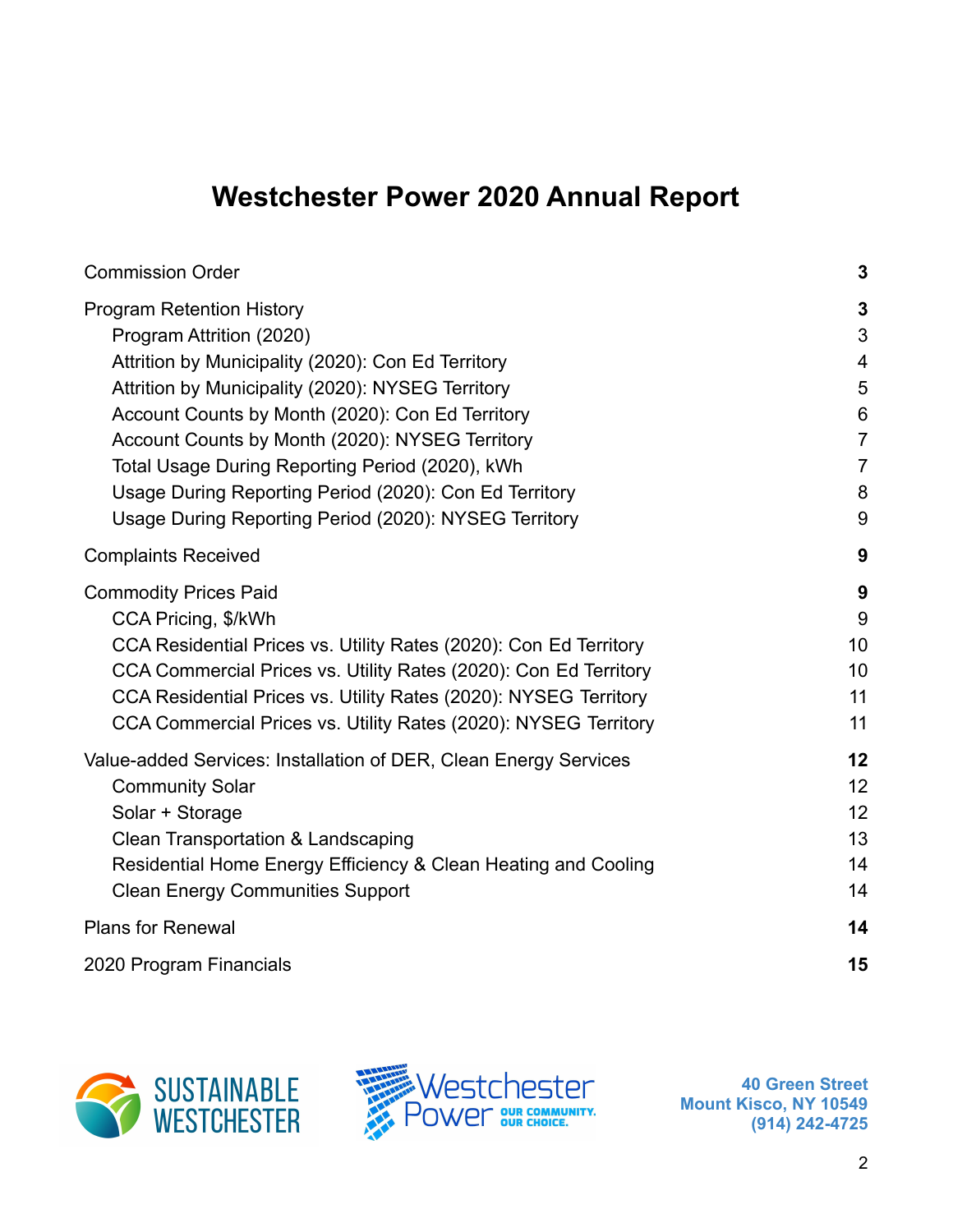# Westchester Power 2020 Annual Report

| | |
|---|---|
| **Commission Order** | **3** |
| **Program Retention History** | **3** |
| Program Attrition (2020) | 3 |
| Attrition by Municipality (2020): Con Ed Territory | 4 |
| Attrition by Municipality (2020): NYSEG Territory | 5 |
| Account Counts by Month (2020): Con Ed Territory | 6 |
| Account Counts by Month (2020): NYSEG Territory | 7 |
| Total Usage During Reporting Period (2020), kWh | 7 |
| Usage During Reporting Period (2020): Con Ed Territory | 8 |
| Usage During Reporting Period (2020): NYSEG Territory | 9 |
| **Complaints Received** | **9** |
| **Commodity Prices Paid** | **9** |
| CCA Pricing, $/kWh | 9 |
| CCA Residential Prices vs. Utility Rates (2020): Con Ed Territory | 10 |
| CCA Commercial Prices vs. Utility Rates (2020): Con Ed Territory | 10 |
| CCA Residential Prices vs. Utility Rates (2020): NYSEG Territory | 11 |
| CCA Commercial Prices vs. Utility Rates (2020): NYSEG Territory | 11 |
| **Value-added Services: Installation of DER, Clean Energy Services** | **12** |
| Community Solar | 12 |
| Solar + Storage | 12 |
| Clean Transportation & Landscaping | 13 |
| Residential Home Energy Efficiency & Clean Heating and Cooling | 14 |
| Clean Energy Communities Support | 14 |
| **Plans for Renewal** | **14** |
| **2020 Program Financials** | **15** |

SUSTAINABLE WESTCHESTER

Westchester Power OUR COMMUNITY. OUR CHOICE.

**40 Green Street**
**Mount Kisco, NY 10549**
**(914) 242-4725**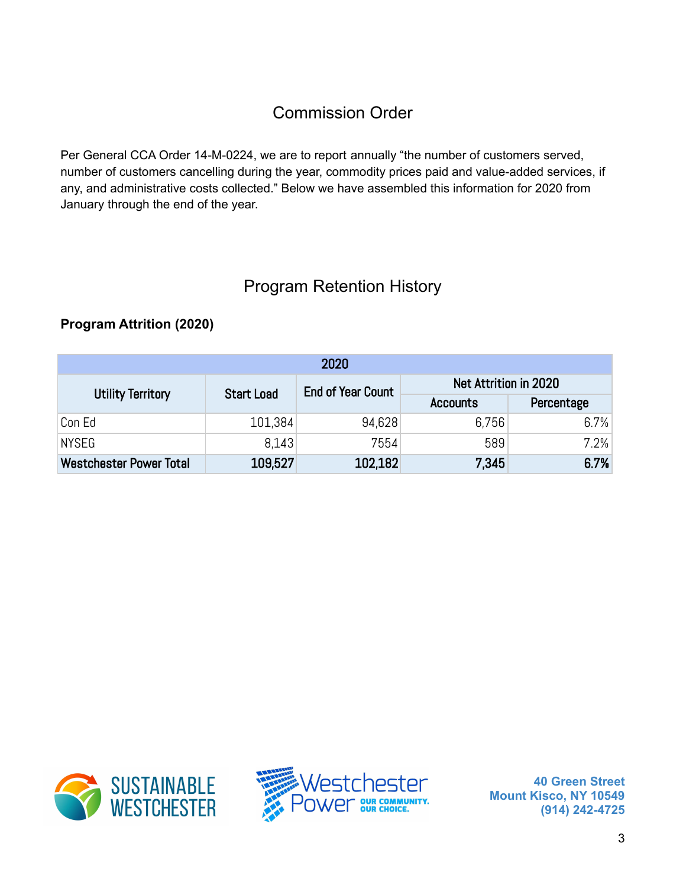## Commission Order

Per General CCA Order 14-M-0224, we are to report annually "the number of customers served, number of customers cancelling during the year, commodity prices paid and value-added services, if any, and administrative costs collected." Below we have assembled this information for 2020 from January through the end of the year.

## Program Retention History

### Program Attrition (2020)

| 2020 | | | | |
|---|---|---|---|---|
| Utility Territory | Start Load | End of Year Count | Net Attrition in 2020 | |
| | | | Accounts | Percentage |
| Con Ed | 101,384 | 94,628 | 6,756 | 6.7% |
| NYSEG | 8,143 | 7554 | 589 | 7.2% |
| **Westchester Power Total** | **109,527** | **102,182** | **7,345** | **6.7%** |

SUSTAINABLE WESTCHESTER

Westchester Power OUR COMMUNITY. OUR CHOICE.

40 Green Street
Mount Kisco, NY 10549
(914) 242-4725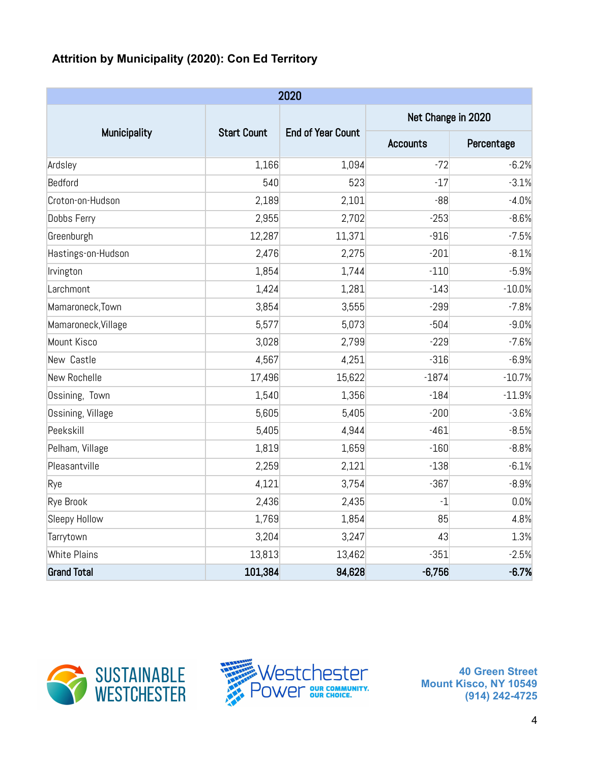**Attrition by Municipality (2020): Con Ed Territory**

| 2020 | | | | |
|---|---|---|---|---|
| Municipality | Start Count | End of Year Count | Net Change in 2020 | |
| | | | Accounts | Percentage |
| Ardsley | 1,166 | 1,094 | -72 | -6.2% |
| Bedford | 540 | 523 | -17 | -3.1% |
| Croton-on-Hudson | 2,189 | 2,101 | -88 | -4.0% |
| Dobbs Ferry | 2,955 | 2,702 | -253 | -8.6% |
| Greenburgh | 12,287 | 11,371 | -916 | -7.5% |
| Hastings-on-Hudson | 2,476 | 2,275 | -201 | -8.1% |
| Irvington | 1,854 | 1,744 | -110 | -5.9% |
| Larchmont | 1,424 | 1,281 | -143 | -10.0% |
| Mamaroneck,Town | 3,854 | 3,555 | -299 | -7.8% |
| Mamaroneck,Village | 5,577 | 5,073 | -504 | -9.0% |
| Mount Kisco | 3,028 | 2,799 | -229 | -7.6% |
| New Castle | 4,567 | 4,251 | -316 | -6.9% |
| New Rochelle | 17,496 | 15,622 | -1874 | -10.7% |
| Ossining, Town | 1,540 | 1,356 | -184 | -11.9% |
| Ossining, Village | 5,605 | 5,405 | -200 | -3.6% |
| Peekskill | 5,405 | 4,944 | -461 | -8.5% |
| Pelham, Village | 1,819 | 1,659 | -160 | -8.8% |
| Pleasantville | 2,259 | 2,121 | -138 | -6.1% |
| Rye | 4,121 | 3,754 | -367 | -8.9% |
| Rye Brook | 2,436 | 2,435 | -1 | 0.0% |
| Sleepy Hollow | 1,769 | 1,854 | 85 | 4.8% |
| Tarrytown | 3,204 | 3,247 | 43 | 1.3% |
| White Plains | 13,813 | 13,462 | -351 | -2.5% |
| **Grand Total** | **101,384** | **94,628** | **-6,756** | **-6.7%** |

SUSTAINABLE WESTCHESTER

Westchester Power OUR COMMUNITY. OUR CHOICE.

40 Green Street
Mount Kisco, NY 10549
(914) 242-4725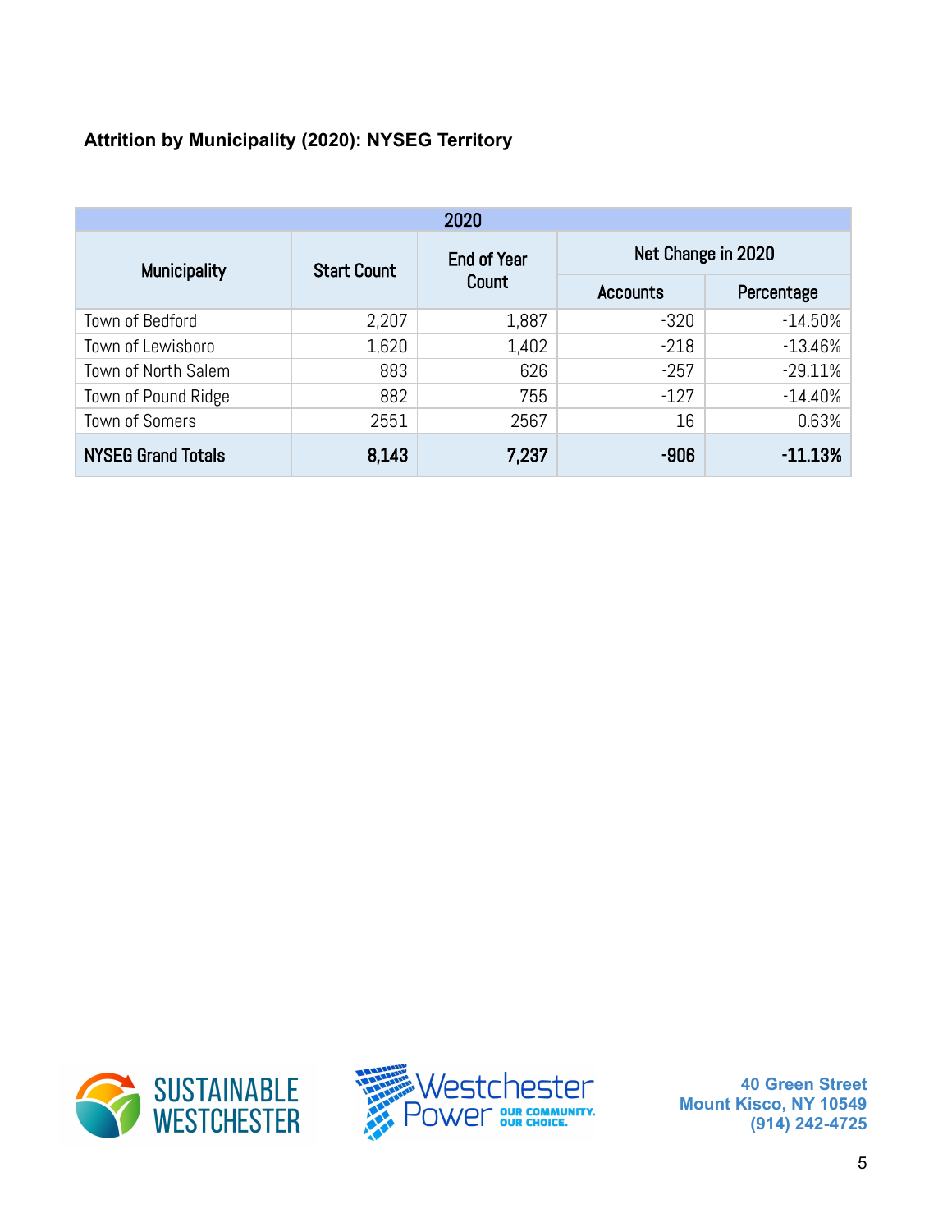### Attrition by Municipality (2020): NYSEG Territory

| 2020 | | | | |
|---|---|---|---|---|
| Municipality | Start Count | End of Year Count | Net Change in 2020 | |
| | | | Accounts | Percentage |
| Town of Bedford | 2,207 | 1,887 | -320 | -14.50% |
| Town of Lewisboro | 1,620 | 1,402 | -218 | -13.46% |
| Town of North Salem | 883 | 626 | -257 | -29.11% |
| Town of Pound Ridge | 882 | 755 | -127 | -14.40% |
| Town of Somers | 2551 | 2567 | 16 | 0.63% |
| **NYSEG Grand Totals** | **8,143** | **7,237** | **-906** | **-11.13%** |

40 Green Street
Mount Kisco, NY 10549
(914) 242-4725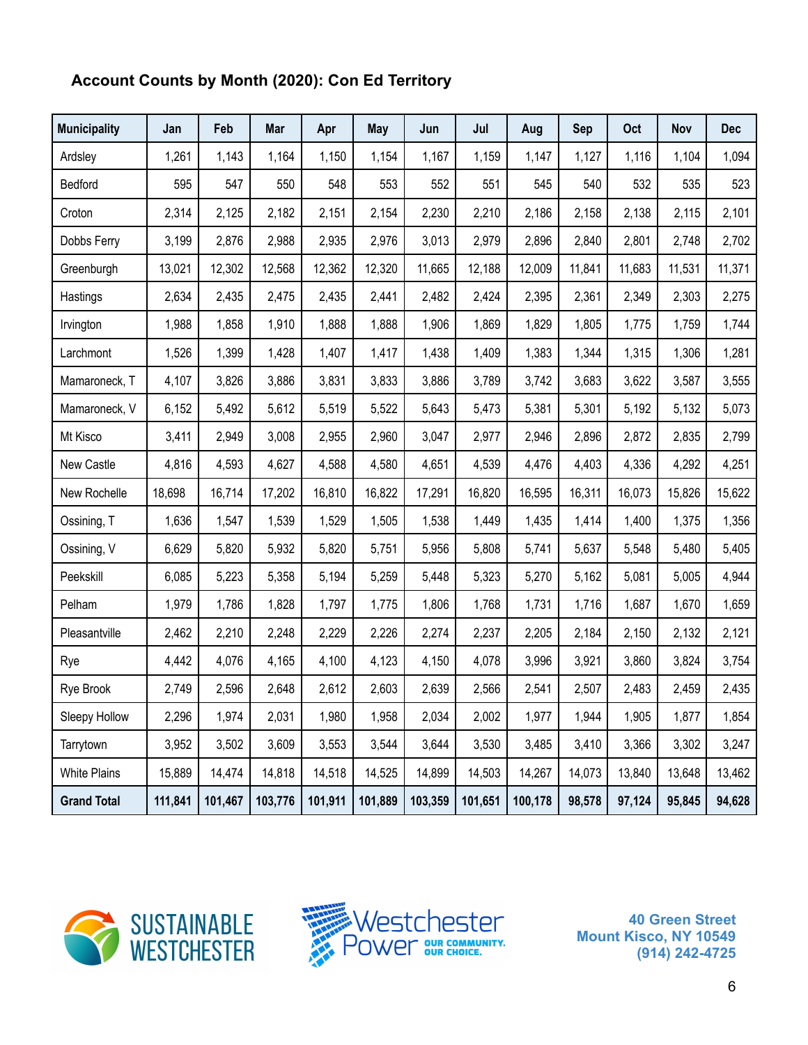### Account Counts by Month (2020): Con Ed Territory

| Municipality | Jan | Feb | Mar | Apr | May | Jun | Jul | Aug | Sep | Oct | Nov | Dec |
|---|---|---|---|---|---|---|---|---|---|---|---|---|
| Ardsley | 1,261 | 1,143 | 1,164 | 1,150 | 1,154 | 1,167 | 1,159 | 1,147 | 1,127 | 1,116 | 1,104 | 1,094 |
| Bedford | 595 | 547 | 550 | 548 | 553 | 552 | 551 | 545 | 540 | 532 | 535 | 523 |
| Croton | 2,314 | 2,125 | 2,182 | 2,151 | 2,154 | 2,230 | 2,210 | 2,186 | 2,158 | 2,138 | 2,115 | 2,101 |
| Dobbs Ferry | 3,199 | 2,876 | 2,988 | 2,935 | 2,976 | 3,013 | 2,979 | 2,896 | 2,840 | 2,801 | 2,748 | 2,702 |
| Greenburgh | 13,021 | 12,302 | 12,568 | 12,362 | 12,320 | 11,665 | 12,188 | 12,009 | 11,841 | 11,683 | 11,531 | 11,371 |
| Hastings | 2,634 | 2,435 | 2,475 | 2,435 | 2,441 | 2,482 | 2,424 | 2,395 | 2,361 | 2,349 | 2,303 | 2,275 |
| Irvington | 1,988 | 1,858 | 1,910 | 1,888 | 1,888 | 1,906 | 1,869 | 1,829 | 1,805 | 1,775 | 1,759 | 1,744 |
| Larchmont | 1,526 | 1,399 | 1,428 | 1,407 | 1,417 | 1,438 | 1,409 | 1,383 | 1,344 | 1,315 | 1,306 | 1,281 |
| Mamaroneck, T | 4,107 | 3,826 | 3,886 | 3,831 | 3,833 | 3,886 | 3,789 | 3,742 | 3,683 | 3,622 | 3,587 | 3,555 |
| Mamaroneck, V | 6,152 | 5,492 | 5,612 | 5,519 | 5,522 | 5,643 | 5,473 | 5,381 | 5,301 | 5,192 | 5,132 | 5,073 |
| Mt Kisco | 3,411 | 2,949 | 3,008 | 2,955 | 2,960 | 3,047 | 2,977 | 2,946 | 2,896 | 2,872 | 2,835 | 2,799 |
| New Castle | 4,816 | 4,593 | 4,627 | 4,588 | 4,580 | 4,651 | 4,539 | 4,476 | 4,403 | 4,336 | 4,292 | 4,251 |
| New Rochelle | 18,698 | 16,714 | 17,202 | 16,810 | 16,822 | 17,291 | 16,820 | 16,595 | 16,311 | 16,073 | 15,826 | 15,622 |
| Ossining, T | 1,636 | 1,547 | 1,539 | 1,529 | 1,505 | 1,538 | 1,449 | 1,435 | 1,414 | 1,400 | 1,375 | 1,356 |
| Ossining, V | 6,629 | 5,820 | 5,932 | 5,820 | 5,751 | 5,956 | 5,808 | 5,741 | 5,637 | 5,548 | 5,480 | 5,405 |
| Peekskill | 6,085 | 5,223 | 5,358 | 5,194 | 5,259 | 5,448 | 5,323 | 5,270 | 5,162 | 5,081 | 5,005 | 4,944 |
| Pelham | 1,979 | 1,786 | 1,828 | 1,797 | 1,775 | 1,806 | 1,768 | 1,731 | 1,716 | 1,687 | 1,670 | 1,659 |
| Pleasantville | 2,462 | 2,210 | 2,248 | 2,229 | 2,226 | 2,274 | 2,237 | 2,205 | 2,184 | 2,150 | 2,132 | 2,121 |
| Rye | 4,442 | 4,076 | 4,165 | 4,100 | 4,123 | 4,150 | 4,078 | 3,996 | 3,921 | 3,860 | 3,824 | 3,754 |
| Rye Brook | 2,749 | 2,596 | 2,648 | 2,612 | 2,603 | 2,639 | 2,566 | 2,541 | 2,507 | 2,483 | 2,459 | 2,435 |
| Sleepy Hollow | 2,296 | 1,974 | 2,031 | 1,980 | 1,958 | 2,034 | 2,002 | 1,977 | 1,944 | 1,905 | 1,877 | 1,854 |
| Tarrytown | 3,952 | 3,502 | 3,609 | 3,553 | 3,544 | 3,644 | 3,530 | 3,485 | 3,410 | 3,366 | 3,302 | 3,247 |
| White Plains | 15,889 | 14,474 | 14,818 | 14,518 | 14,525 | 14,899 | 14,503 | 14,267 | 14,073 | 13,840 | 13,648 | 13,462 |
| **Grand Total** | **111,841** | **101,467** | **103,776** | **101,911** | **101,889** | **103,359** | **101,651** | **100,178** | **98,578** | **97,124** | **95,845** | **94,628** |

SUSTAINABLE WESTCHESTER

Westchester Power OUR COMMUNITY. OUR CHOICE.

**40 Green Street**
**Mount Kisco, NY 10549**
**(914) 242-4725**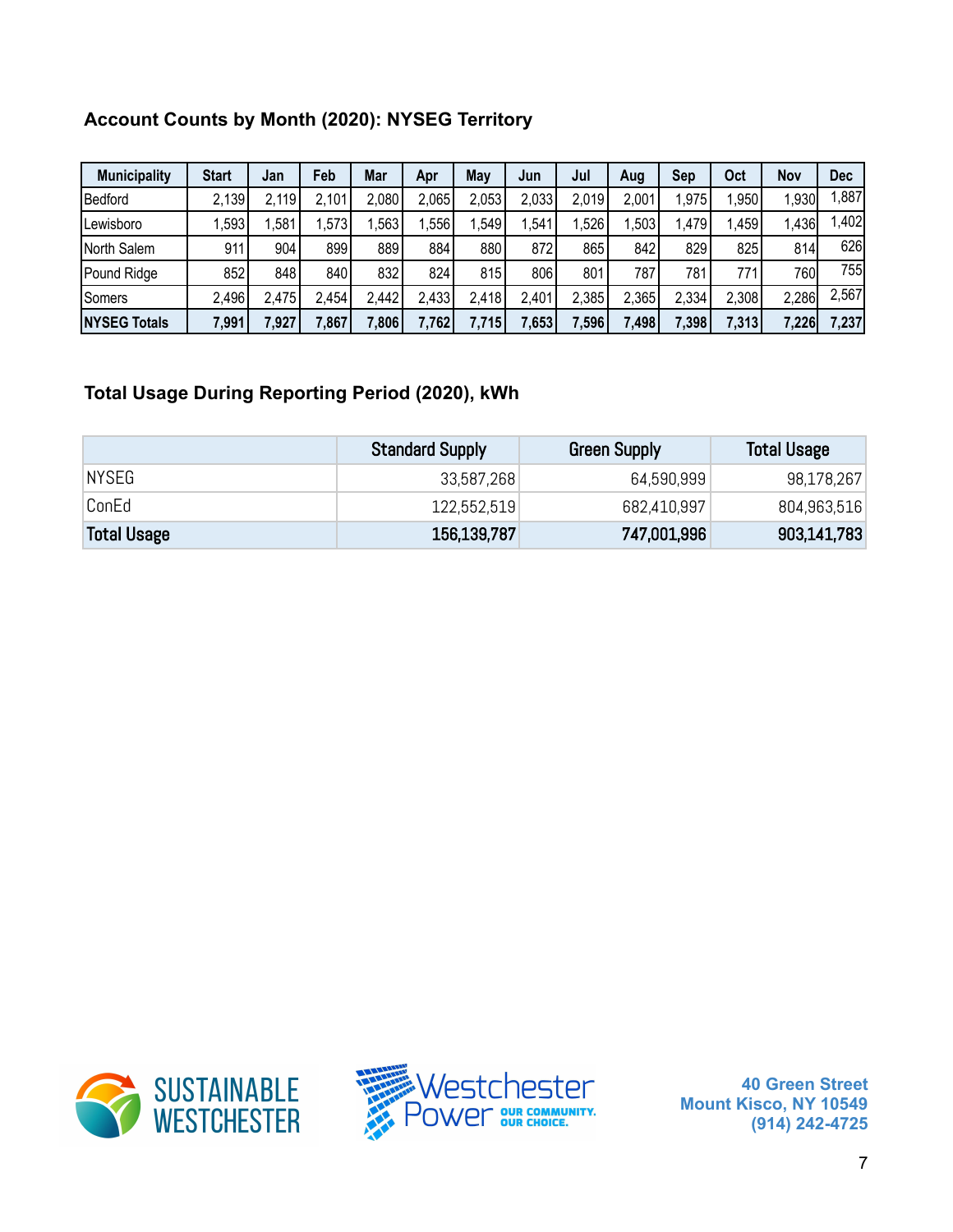### Account Counts by Month (2020): NYSEG Territory

| Municipality | Start | Jan | Feb | Mar | Apr | May | Jun | Jul | Aug | Sep | Oct | Nov | Dec |
|---|---|---|---|---|---|---|---|---|---|---|---|---|---|
| Bedford | 2,139 | 2,119 | 2,101 | 2,080 | 2,065 | 2,053 | 2,033 | 2,019 | 2,001 | 1,975 | 1,950 | 1,930 | 1,887 |
| Lewisboro | 1,593 | 1,581 | 1,573 | 1,563 | 1,556 | 1,549 | 1,541 | 1,526 | 1,503 | 1,479 | 1,459 | 1,436 | 1,402 |
| North Salem | 911 | 904 | 899 | 889 | 884 | 880 | 872 | 865 | 842 | 829 | 825 | 814 | 626 |
| Pound Ridge | 852 | 848 | 840 | 832 | 824 | 815 | 806 | 801 | 787 | 781 | 771 | 760 | 755 |
| Somers | 2,496 | 2,475 | 2,454 | 2,442 | 2,433 | 2,418 | 2,401 | 2,385 | 2,365 | 2,334 | 2,308 | 2,286 | 2,567 |
| **NYSEG Totals** | **7,991** | **7,927** | **7,867** | **7,806** | **7,762** | **7,715** | **7,653** | **7,596** | **7,498** | **7,398** | **7,313** | **7,226** | **7,237** |

### Total Usage During Reporting Period (2020), kWh

| | Standard Supply | Green Supply | Total Usage |
|---|---|---|---|
| NYSEG | 33,587,268 | 64,590,999 | 98,178,267 |
| ConEd | 122,552,519 | 682,410,997 | 804,963,516 |
| **Total Usage** | **156,139,787** | **747,001,996** | **903,141,783** |

SUSTAINABLE WESTCHESTER

Westchester Power OUR COMMUNITY. OUR CHOICE.

40 Green Street
Mount Kisco, NY 10549
(914) 242-4725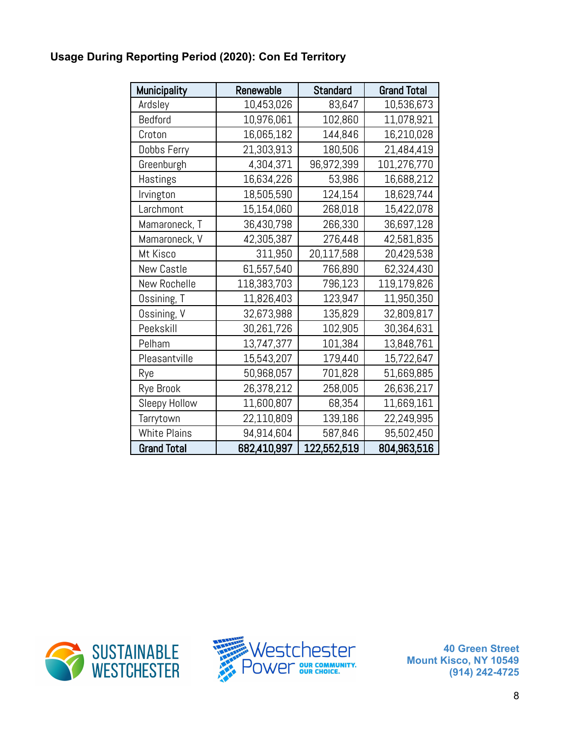### Usage During Reporting Period (2020): Con Ed Territory

| Municipality | Renewable | Standard | Grand Total |
|---|---|---|---|
| Ardsley | 10,453,026 | 83,647 | 10,536,673 |
| Bedford | 10,976,061 | 102,860 | 11,078,921 |
| Croton | 16,065,182 | 144,846 | 16,210,028 |
| Dobbs Ferry | 21,303,913 | 180,506 | 21,484,419 |
| Greenburgh | 4,304,371 | 96,972,399 | 101,276,770 |
| Hastings | 16,634,226 | 53,986 | 16,688,212 |
| Irvington | 18,505,590 | 124,154 | 18,629,744 |
| Larchmont | 15,154,060 | 268,018 | 15,422,078 |
| Mamaroneck, T | 36,430,798 | 266,330 | 36,697,128 |
| Mamaroneck, V | 42,305,387 | 276,448 | 42,581,835 |
| Mt Kisco | 311,950 | 20,117,588 | 20,429,538 |
| New Castle | 61,557,540 | 766,890 | 62,324,430 |
| New Rochelle | 118,383,703 | 796,123 | 119,179,826 |
| Ossining, T | 11,826,403 | 123,947 | 11,950,350 |
| Ossining, V | 32,673,988 | 135,829 | 32,809,817 |
| Peekskill | 30,261,726 | 102,905 | 30,364,631 |
| Pelham | 13,747,377 | 101,384 | 13,848,761 |
| Pleasantville | 15,543,207 | 179,440 | 15,722,647 |
| Rye | 50,968,057 | 701,828 | 51,669,885 |
| Rye Brook | 26,378,212 | 258,005 | 26,636,217 |
| Sleepy Hollow | 11,600,807 | 68,354 | 11,669,161 |
| Tarrytown | 22,110,809 | 139,186 | 22,249,995 |
| White Plains | 94,914,604 | 587,846 | 95,502,450 |
| **Grand Total** | **682,410,997** | **122,552,519** | **804,963,516** |

SUSTAINABLE WESTCHESTER

Westchester Power OUR COMMUNITY. OUR CHOICE.

40 Green Street
Mount Kisco, NY 10549
(914) 242-4725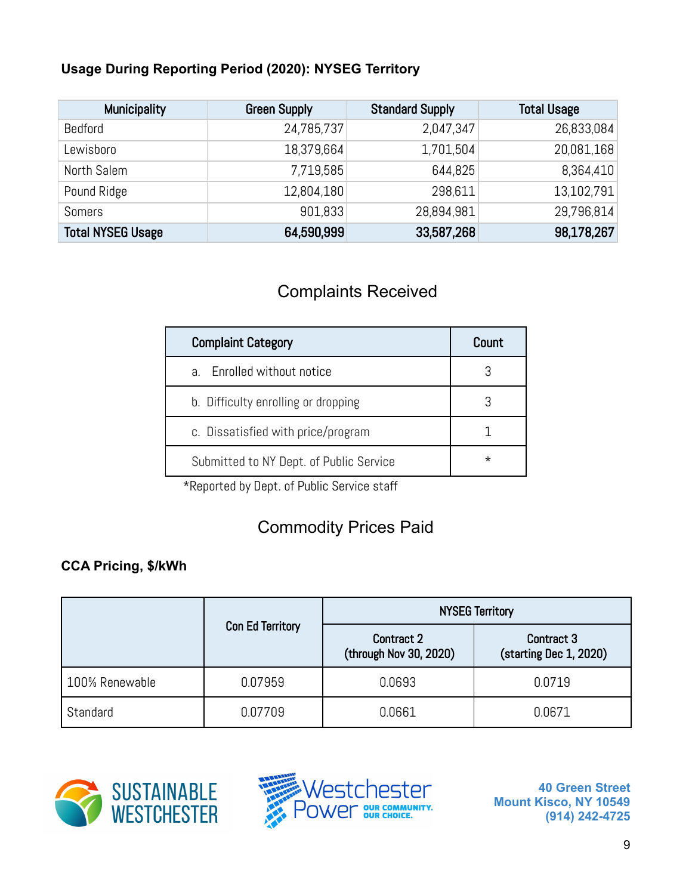### Usage During Reporting Period (2020): NYSEG Territory

| Municipality | Green Supply | Standard Supply | Total Usage |
|---|---|---|---|
| Bedford | 24,785,737 | 2,047,347 | 26,833,084 |
| Lewisboro | 18,379,664 | 1,701,504 | 20,081,168 |
| North Salem | 7,719,585 | 644,825 | 8,364,410 |
| Pound Ridge | 12,804,180 | 298,611 | 13,102,791 |
| Somers | 901,833 | 28,894,981 | 29,796,814 |
| **Total NYSEG Usage** | **64,590,999** | **33,587,268** | **98,178,267** |

## Complaints Received

| Complaint Category | Count |
|---|---|
| a. Enrolled without notice | 3 |
| b. Difficulty enrolling or dropping | 3 |
| c. Dissatisfied with price/program | 1 |
| Submitted to NY Dept. of Public Service | * |

*Reported by Dept. of Public Service staff

## Commodity Prices Paid

### CCA Pricing, $/kWh

| | Con Ed Territory | NYSEG Territory | |
|---|---|---|---|
| | | Contract 2 (through Nov 30, 2020) | Contract 3 (starting Dec 1, 2020) |
| 100% Renewable | 0.07959 | 0.0693 | 0.0719 |
| Standard | 0.07709 | 0.0661 | 0.0671 |

SUSTAINABLE WESTCHESTER

Westchester Power OUR COMMUNITY. OUR CHOICE.

40 Green Street
Mount Kisco, NY 10549
(914) 242-4725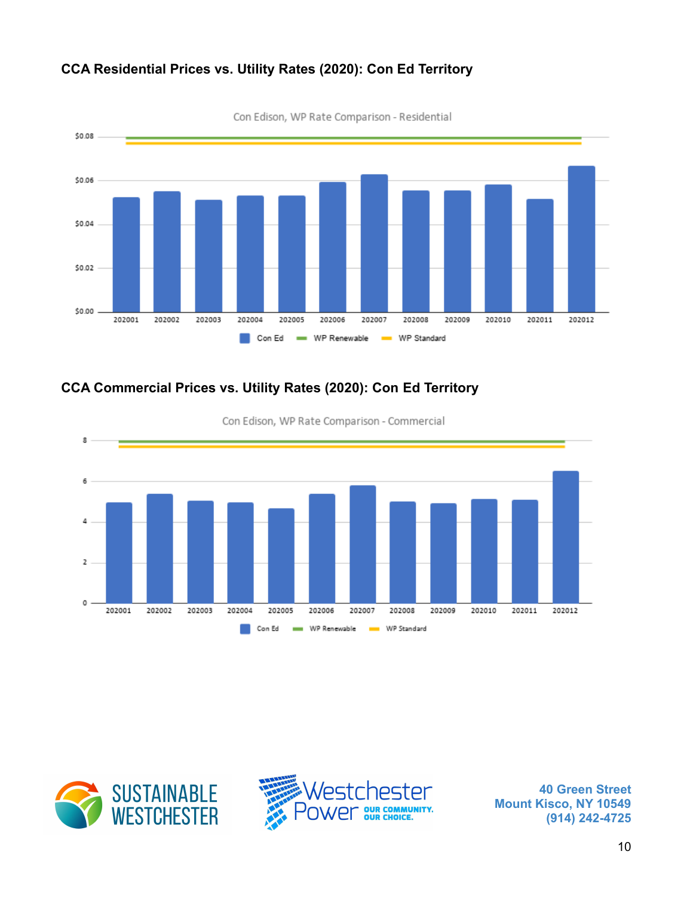**CCA Residential Prices vs. Utility Rates (2020): Con Ed Territory**

Con Edison, WP Rate Comparison - Residential

**CCA Commercial Prices vs. Utility Rates (2020): Con Ed Territory**

Con Edison, WP Rate Comparison - Commercial

40 Green Street
Mount Kisco, NY 10549
(914) 242-4725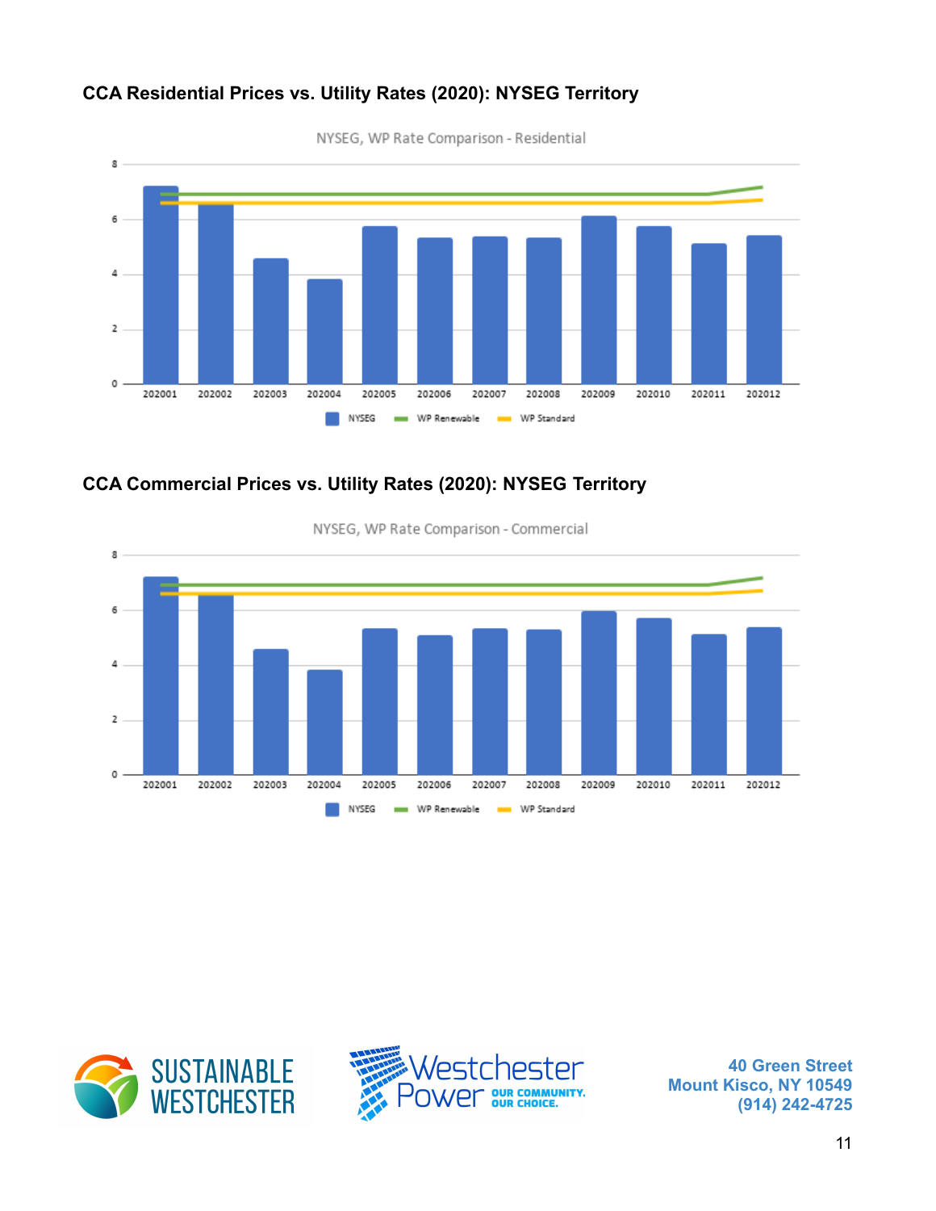### CCA Residential Prices vs. Utility Rates (2020): NYSEG Territory

### CCA Commercial Prices vs. Utility Rates (2020): NYSEG Territory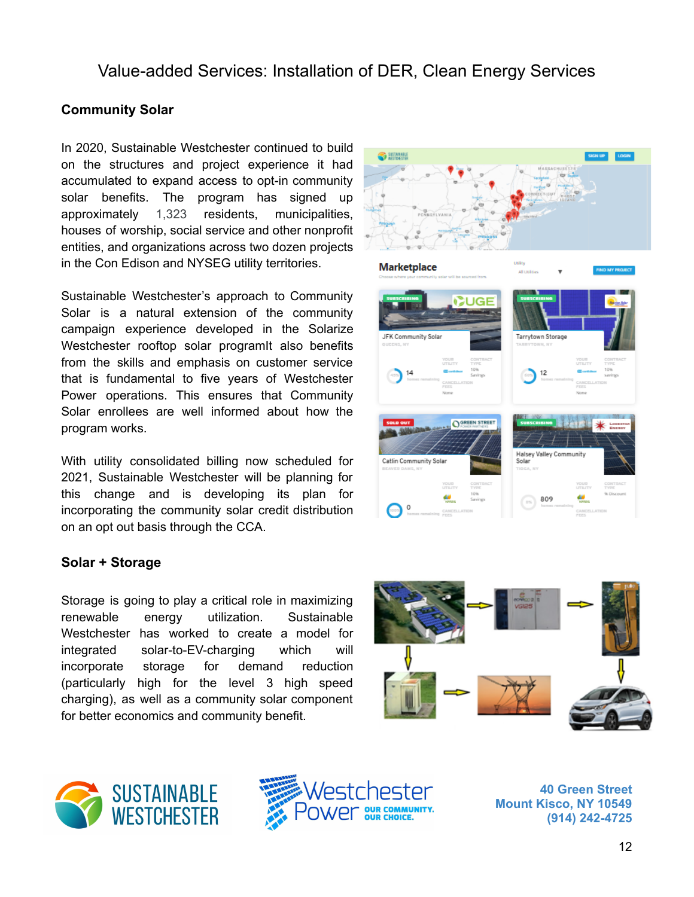# Value-added Services: Installation of DER, Clean Energy Services

## Community Solar

In 2020, Sustainable Westchester continued to build on the structures and project experience it had accumulated to expand access to opt-in community solar benefits. The program has signed up approximately 1,323 residents, municipalities, houses of worship, social service and other nonprofit entities, and organizations across two dozen projects in the Con Edison and NYSEG utility territories.

Sustainable Westchester's approach to Community Solar is a natural extension of the community campaign experience developed in the Solarize Westchester rooftop solar programIt also benefits from the skills and emphasis on customer service that is fundamental to five years of Westchester Power operations. This ensures that Community Solar enrollees are well informed about how the program works.

With utility consolidated billing now scheduled for 2021, Sustainable Westchester will be planning for this change and is developing its plan for incorporating the community solar credit distribution on an opt out basis through the CCA.

## Solar + Storage

Storage is going to play a critical role in maximizing renewable energy utilization. Sustainable Westchester has worked to create a model for integrated solar-to-EV-charging which will incorporate storage for demand reduction (particularly high for the level 3 high speed charging), as well as a community solar component for better economics and community benefit.

**40 Green Street**
**Mount Kisco, NY 10549**
**(914) 242-4725**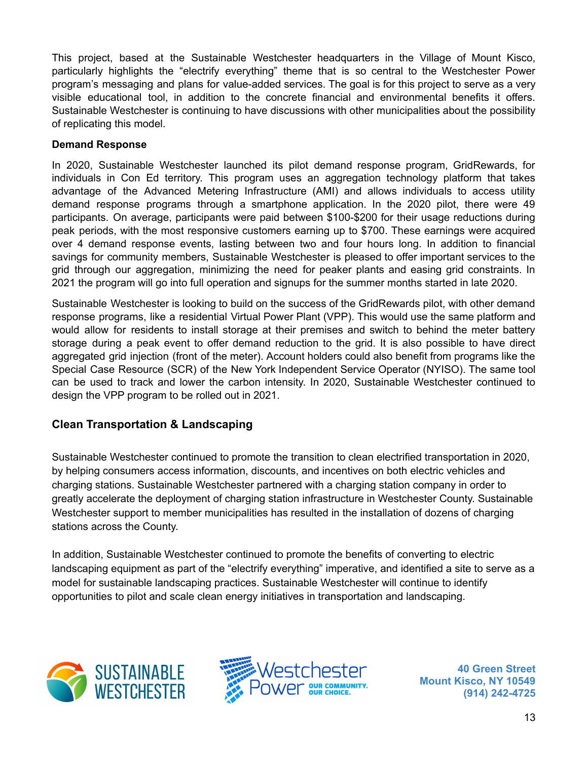This project, based at the Sustainable Westchester headquarters in the Village of Mount Kisco, particularly highlights the "electrify everything" theme that is so central to the Westchester Power program's messaging and plans for value-added services. The goal is for this project to serve as a very visible educational tool, in addition to the concrete financial and environmental benefits it offers. Sustainable Westchester is continuing to have discussions with other municipalities about the possibility of replicating this model.

**Demand Response**

In 2020, Sustainable Westchester launched its pilot demand response program, GridRewards, for individuals in Con Ed territory. This program uses an aggregation technology platform that takes advantage of the Advanced Metering Infrastructure (AMI) and allows individuals to access utility demand response programs through a smartphone application. In the 2020 pilot, there were 49 participants. On average, participants were paid between $100-$200 for their usage reductions during peak periods, with the most responsive customers earning up to $700. These earnings were acquired over 4 demand response events, lasting between two and four hours long. In addition to financial savings for community members, Sustainable Westchester is pleased to offer important services to the grid through our aggregation, minimizing the need for peaker plants and easing grid constraints. In 2021 the program will go into full operation and signups for the summer months started in late 2020.

Sustainable Westchester is looking to build on the success of the GridRewards pilot, with other demand response programs, like a residential Virtual Power Plant (VPP). This would use the same platform and would allow for residents to install storage at their premises and switch to behind the meter battery storage during a peak event to offer demand reduction to the grid. It is also possible to have direct aggregated grid injection (front of the meter). Account holders could also benefit from programs like the Special Case Resource (SCR) of the New York Independent Service Operator (NYISO). The same tool can be used to track and lower the carbon intensity. In 2020, Sustainable Westchester continued to design the VPP program to be rolled out in 2021.

## Clean Transportation & Landscaping

Sustainable Westchester continued to promote the transition to clean electrified transportation in 2020, by helping consumers access information, discounts, and incentives on both electric vehicles and charging stations. Sustainable Westchester partnered with a charging station company in order to greatly accelerate the deployment of charging station infrastructure in Westchester County. Sustainable Westchester support to member municipalities has resulted in the installation of dozens of charging stations across the County.

In addition, Sustainable Westchester continued to promote the benefits of converting to electric landscaping equipment as part of the "electrify everything" imperative, and identified a site to serve as a model for sustainable landscaping practices. Sustainable Westchester will continue to identify opportunities to pilot and scale clean energy initiatives in transportation and landscaping.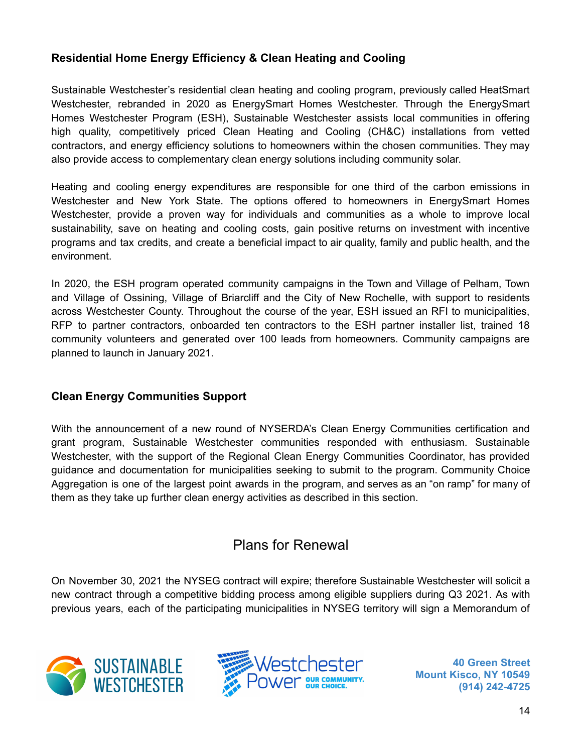### Residential Home Energy Efficiency & Clean Heating and Cooling

Sustainable Westchester's residential clean heating and cooling program, previously called HeatSmart Westchester, rebranded in 2020 as EnergySmart Homes Westchester. Through the EnergySmart Homes Westchester Program (ESH), Sustainable Westchester assists local communities in offering high quality, competitively priced Clean Heating and Cooling (CH&C) installations from vetted contractors, and energy efficiency solutions to homeowners within the chosen communities. They may also provide access to complementary clean energy solutions including community solar.

Heating and cooling energy expenditures are responsible for one third of the carbon emissions in Westchester and New York State. The options offered to homeowners in EnergySmart Homes Westchester, provide a proven way for individuals and communities as a whole to improve local sustainability, save on heating and cooling costs, gain positive returns on investment with incentive programs and tax credits, and create a beneficial impact to air quality, family and public health, and the environment.

In 2020, the ESH program operated community campaigns in the Town and Village of Pelham, Town and Village of Ossining, Village of Briarcliff and the City of New Rochelle, with support to residents across Westchester County. Throughout the course of the year, ESH issued an RFI to municipalities, RFP to partner contractors, onboarded ten contractors to the ESH partner installer list, trained 18 community volunteers and generated over 100 leads from homeowners. Community campaigns are planned to launch in January 2021.

### Clean Energy Communities Support

With the announcement of a new round of NYSERDA's Clean Energy Communities certification and grant program, Sustainable Westchester communities responded with enthusiasm. Sustainable Westchester, with the support of the Regional Clean Energy Communities Coordinator, has provided guidance and documentation for municipalities seeking to submit to the program. Community Choice Aggregation is one of the largest point awards in the program, and serves as an "on ramp" for many of them as they take up further clean energy activities as described in this section.

## Plans for Renewal

On November 30, 2021 the NYSEG contract will expire; therefore Sustainable Westchester will solicit a new contract through a competitive bidding process among eligible suppliers during Q3 2021. As with previous years, each of the participating municipalities in NYSEG territory will sign a Memorandum of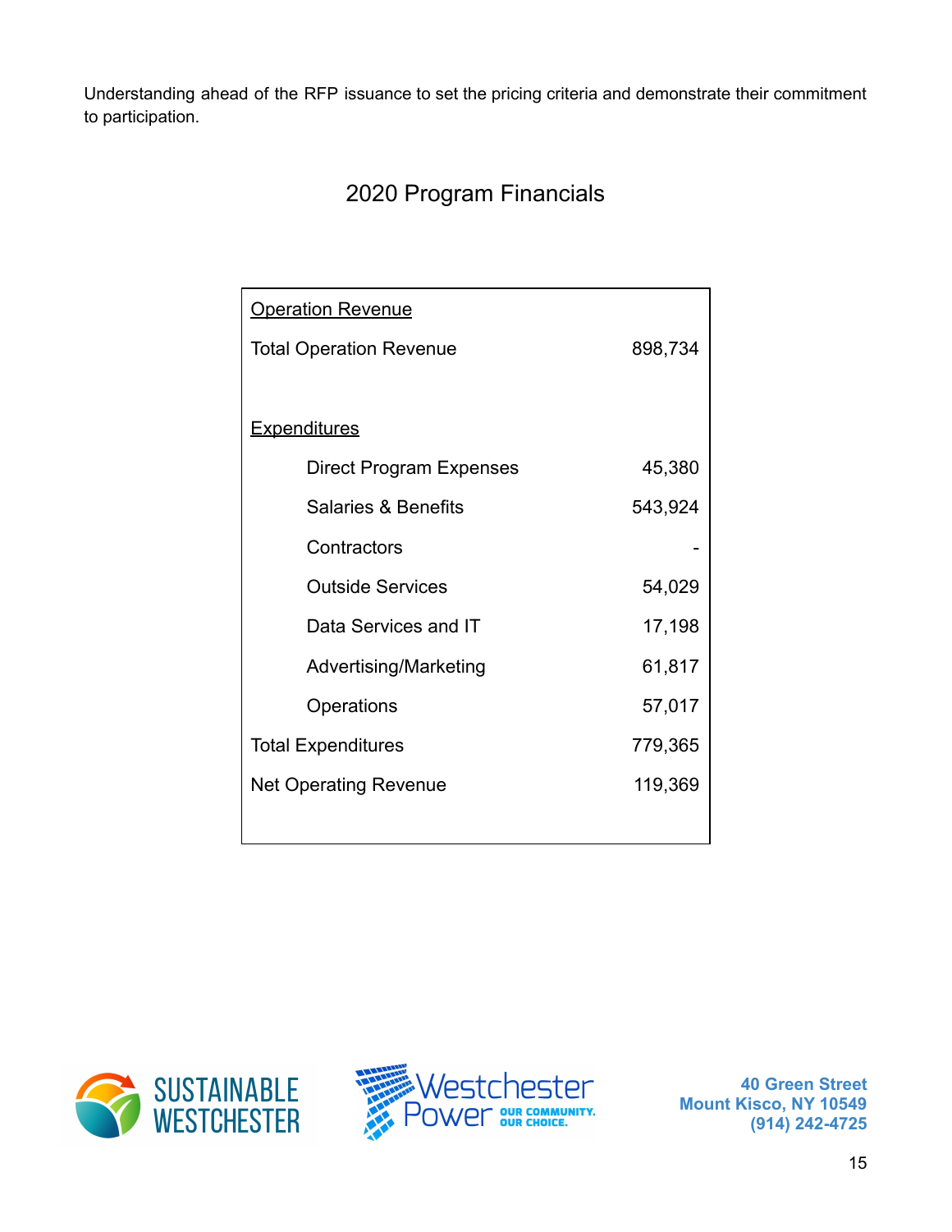Understanding ahead of the RFP issuance to set the pricing criteria and demonstrate their commitment to participation.

## 2020 Program Financials

| | |
|---|---|
| <u>Operation Revenue</u> | |
| Total Operation Revenue | 898,734 |
| | |
| <u>Expenditures</u> | |
| Direct Program Expenses | 45,380 |
| Salaries & Benefits | 543,924 |
| Contractors | - |
| Outside Services | 54,029 |
| Data Services and IT | 17,198 |
| Advertising/Marketing | 61,817 |
| Operations | 57,017 |
| Total Expenditures | 779,365 |
| Net Operating Revenue | 119,369 |

SUSTAINABLE WESTCHESTER

Westchester Power OUR COMMUNITY. OUR CHOICE.

40 Green Street
Mount Kisco, NY 10549
(914) 242-4725